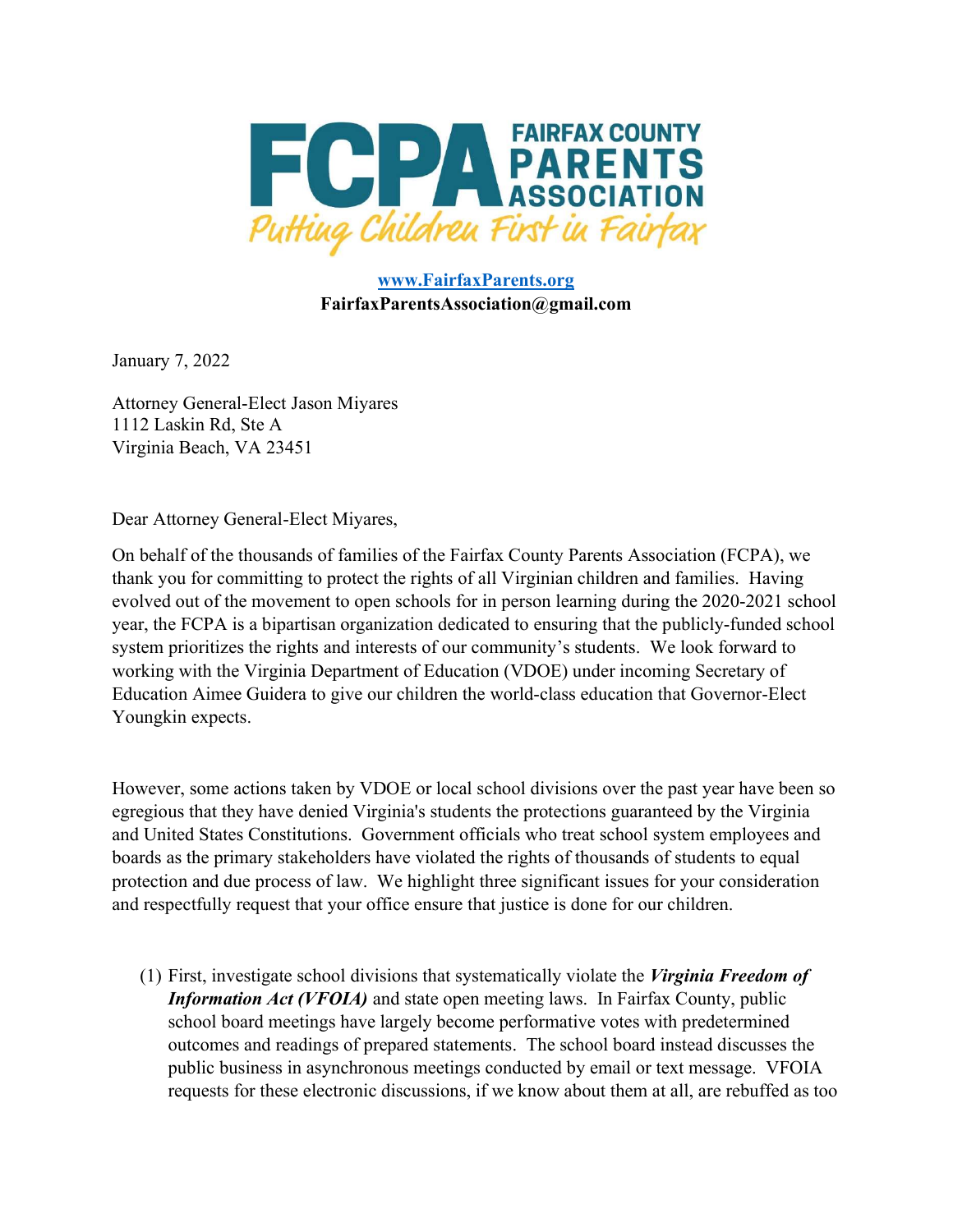**FCPA FAIRFAX COUNTY PARENTS ASSOCIATION**

*Putting Children First in Fairfax*

**[www.FairfaxParents.org](http://www.FairfaxParents.org)**
**FairfaxParentsAssociation@gmail.com**

January 7, 2022

Attorney General-Elect Jason Miyares
1112 Laskin Rd, Ste A
Virginia Beach, VA 23451

Dear Attorney General-Elect Miyares,

On behalf of the thousands of families of the Fairfax County Parents Association (FCPA), we thank you for committing to protect the rights of all Virginian children and families. Having evolved out of the movement to open schools for in person learning during the 2020-2021 school year, the FCPA is a bipartisan organization dedicated to ensuring that the publicly-funded school system prioritizes the rights and interests of our community's students. We look forward to working with the Virginia Department of Education (VDOE) under incoming Secretary of Education Aimee Guidera to give our children the world-class education that Governor-Elect Youngkin expects.

However, some actions taken by VDOE or local school divisions over the past year have been so egregious that they have denied Virginia's students the protections guaranteed by the Virginia and United States Constitutions. Government officials who treat school system employees and boards as the primary stakeholders have violated the rights of thousands of students to equal protection and due process of law. We highlight three significant issues for your consideration and respectfully request that your office ensure that justice is done for our children.

(1) First, investigate school divisions that systematically violate the ***Virginia Freedom of Information Act (VFOIA)*** and state open meeting laws. In Fairfax County, public school board meetings have largely become performative votes with predetermined outcomes and readings of prepared statements. The school board instead discusses the public business in asynchronous meetings conducted by email or text message. VFOIA requests for these electronic discussions, if we know about them at all, are rebuffed as too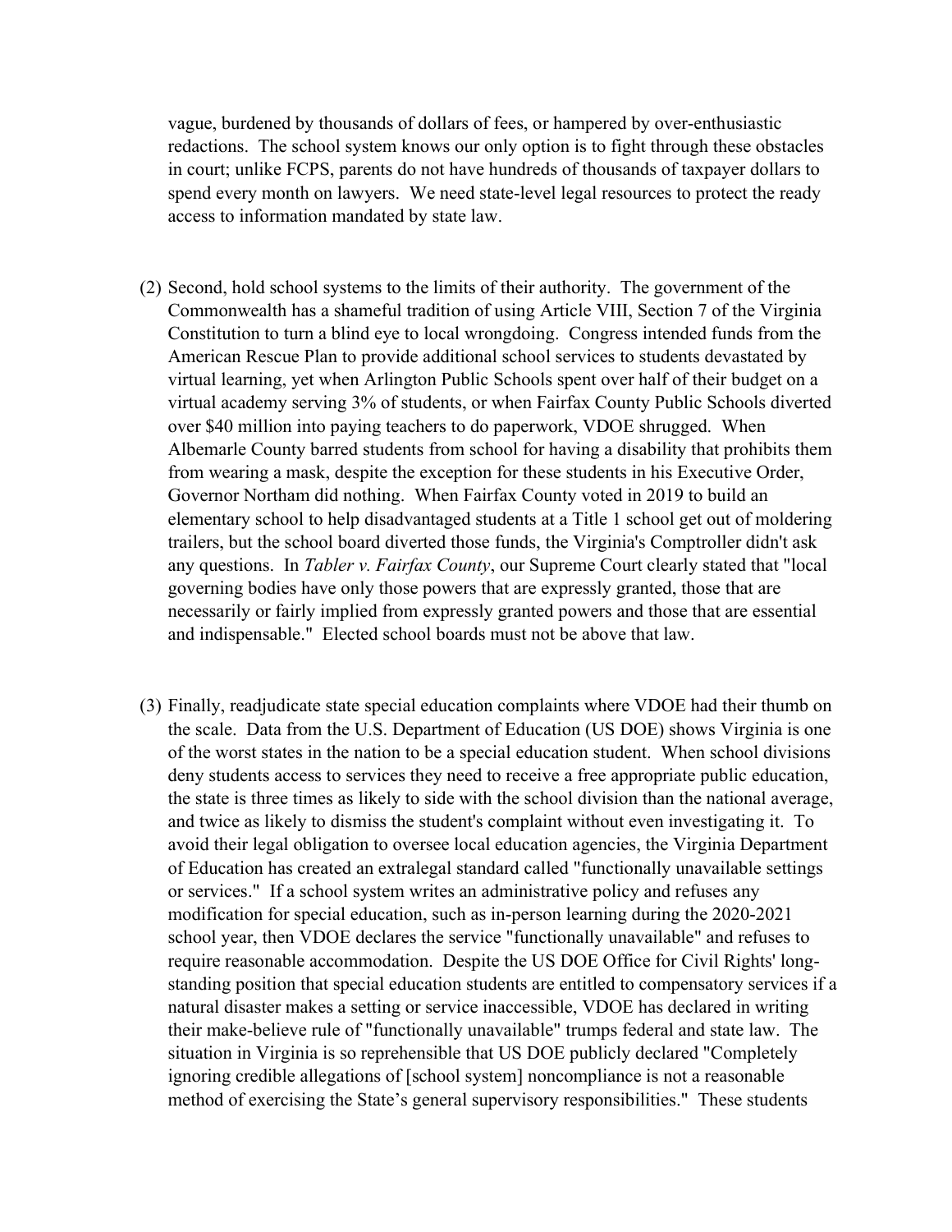vague, burdened by thousands of dollars of fees, or hampered by over-enthusiastic redactions. The school system knows our only option is to fight through these obstacles in court; unlike FCPS, parents do not have hundreds of thousands of taxpayer dollars to spend every month on lawyers. We need state-level legal resources to protect the ready access to information mandated by state law.

(2) Second, hold school systems to the limits of their authority. The government of the Commonwealth has a shameful tradition of using Article VIII, Section 7 of the Virginia Constitution to turn a blind eye to local wrongdoing. Congress intended funds from the American Rescue Plan to provide additional school services to students devastated by virtual learning, yet when Arlington Public Schools spent over half of their budget on a virtual academy serving 3% of students, or when Fairfax County Public Schools diverted over $40 million into paying teachers to do paperwork, VDOE shrugged. When Albemarle County barred students from school for having a disability that prohibits them from wearing a mask, despite the exception for these students in his Executive Order, Governor Northam did nothing. When Fairfax County voted in 2019 to build an elementary school to help disadvantaged students at a Title 1 school get out of moldering trailers, but the school board diverted those funds, the Virginia's Comptroller didn't ask any questions. In *Tabler v. Fairfax County*, our Supreme Court clearly stated that "local governing bodies have only those powers that are expressly granted, those that are necessarily or fairly implied from expressly granted powers and those that are essential and indispensable." Elected school boards must not be above that law.

(3) Finally, readjudicate state special education complaints where VDOE had their thumb on the scale. Data from the U.S. Department of Education (US DOE) shows Virginia is one of the worst states in the nation to be a special education student. When school divisions deny students access to services they need to receive a free appropriate public education, the state is three times as likely to side with the school division than the national average, and twice as likely to dismiss the student's complaint without even investigating it. To avoid their legal obligation to oversee local education agencies, the Virginia Department of Education has created an extralegal standard called "functionally unavailable settings or services." If a school system writes an administrative policy and refuses any modification for special education, such as in-person learning during the 2020-2021 school year, then VDOE declares the service "functionally unavailable" and refuses to require reasonable accommodation. Despite the US DOE Office for Civil Rights' long-standing position that special education students are entitled to compensatory services if a natural disaster makes a setting or service inaccessible, VDOE has declared in writing their make-believe rule of "functionally unavailable" trumps federal and state law. The situation in Virginia is so reprehensible that US DOE publicly declared "Completely ignoring credible allegations of [school system] noncompliance is not a reasonable method of exercising the State's general supervisory responsibilities." These students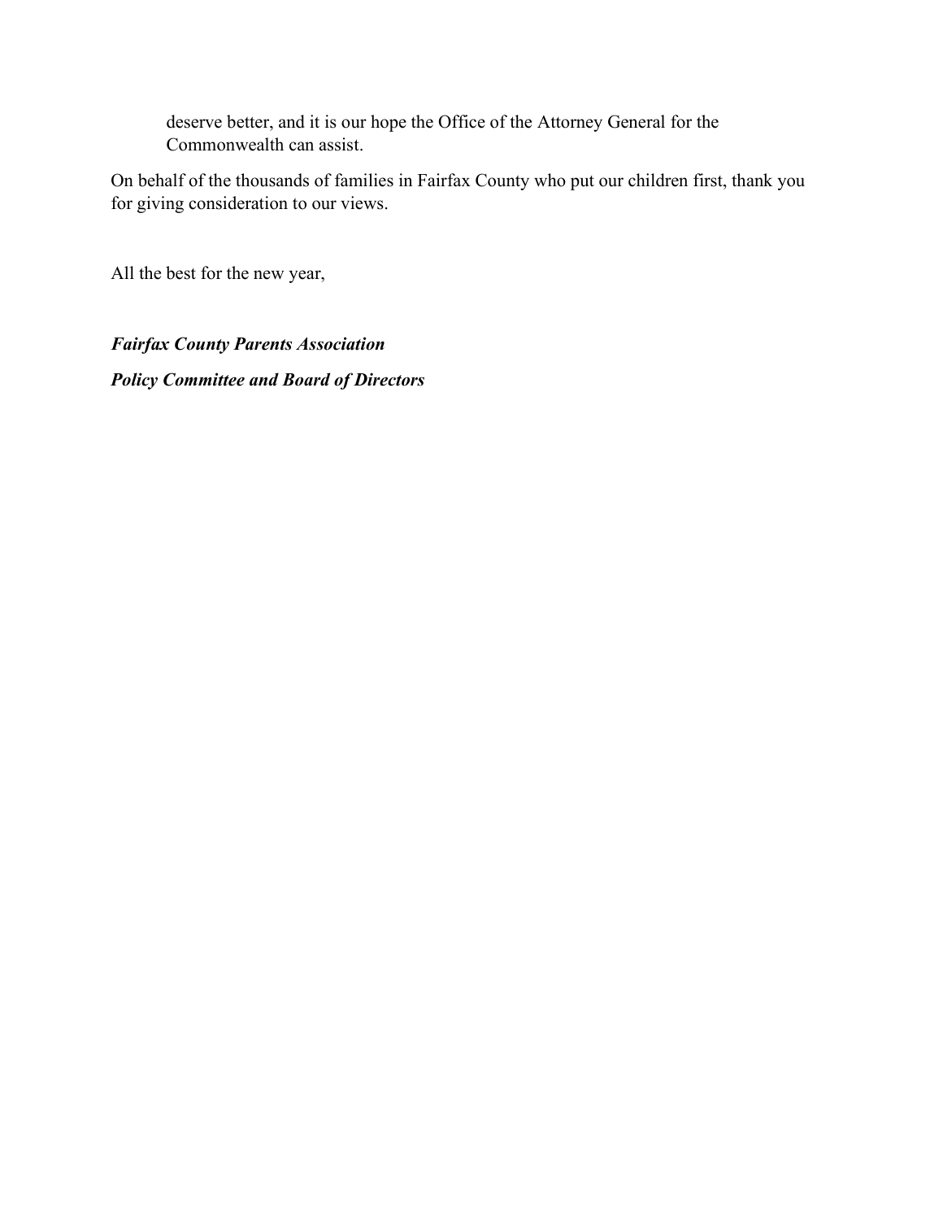deserve better, and it is our hope the Office of the Attorney General for the Commonwealth can assist.

On behalf of the thousands of families in Fairfax County who put our children first, thank you for giving consideration to our views.

All the best for the new year,

***Fairfax County Parents Association***

***Policy Committee and Board of Directors***